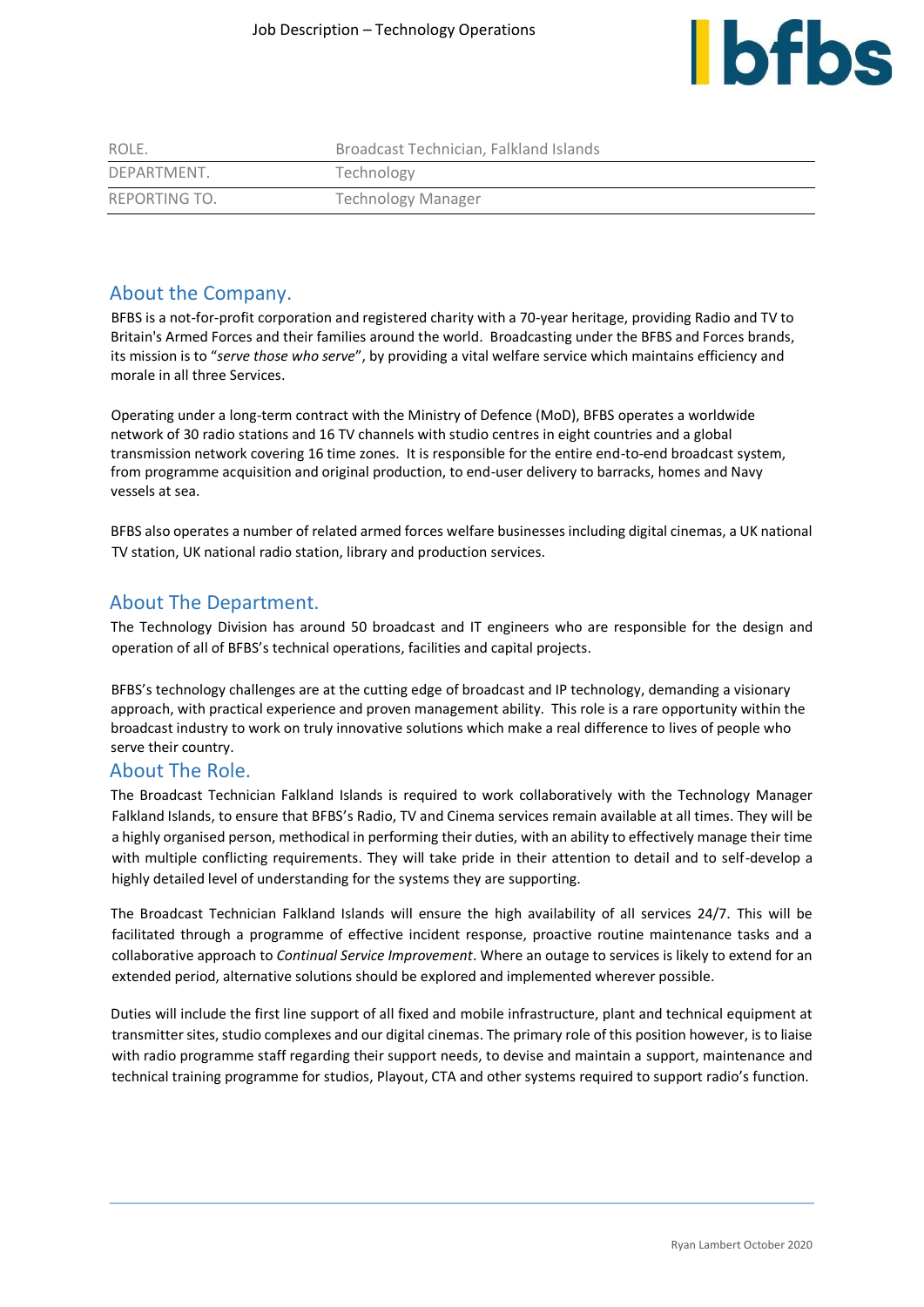| ROLE. | Broadcast Technician, Falkland Islands |
|---|---|
| DEPARTMENT. | Technology |
| REPORTING TO. | Technology Manager |

## About the Company.

BFBS is a not-for-profit corporation and registered charity with a 70-year heritage, providing Radio and TV to Britain's Armed Forces and their families around the world. Broadcasting under the BFBS and Forces brands, its mission is to "*serve those who serve*", by providing a vital welfare service which maintains efficiency and morale in all three Services.

Operating under a long-term contract with the Ministry of Defence (MoD), BFBS operates a worldwide network of 30 radio stations and 16 TV channels with studio centres in eight countries and a global transmission network covering 16 time zones. It is responsible for the entire end-to-end broadcast system, from programme acquisition and original production, to end-user delivery to barracks, homes and Navy vessels at sea.

BFBS also operates a number of related armed forces welfare businesses including digital cinemas, a UK national TV station, UK national radio station, library and production services.

## About The Department.

The Technology Division has around 50 broadcast and IT engineers who are responsible for the design and operation of all of BFBS's technical operations, facilities and capital projects.

BFBS's technology challenges are at the cutting edge of broadcast and IP technology, demanding a visionary approach, with practical experience and proven management ability. This role is a rare opportunity within the broadcast industry to work on truly innovative solutions which make a real difference to lives of people who serve their country.

## About The Role.

The Broadcast Technician Falkland Islands is required to work collaboratively with the Technology Manager Falkland Islands, to ensure that BFBS's Radio, TV and Cinema services remain available at all times. They will be a highly organised person, methodical in performing their duties, with an ability to effectively manage their time with multiple conflicting requirements. They will take pride in their attention to detail and to self-develop a highly detailed level of understanding for the systems they are supporting.

The Broadcast Technician Falkland Islands will ensure the high availability of all services 24/7. This will be facilitated through a programme of effective incident response, proactive routine maintenance tasks and a collaborative approach to *Continual Service Improvement*. Where an outage to services is likely to extend for an extended period, alternative solutions should be explored and implemented wherever possible.

Duties will include the first line support of all fixed and mobile infrastructure, plant and technical equipment at transmitter sites, studio complexes and our digital cinemas. The primary role of this position however, is to liaise with radio programme staff regarding their support needs, to devise and maintain a support, maintenance and technical training programme for studios, Playout, CTA and other systems required to support radio's function.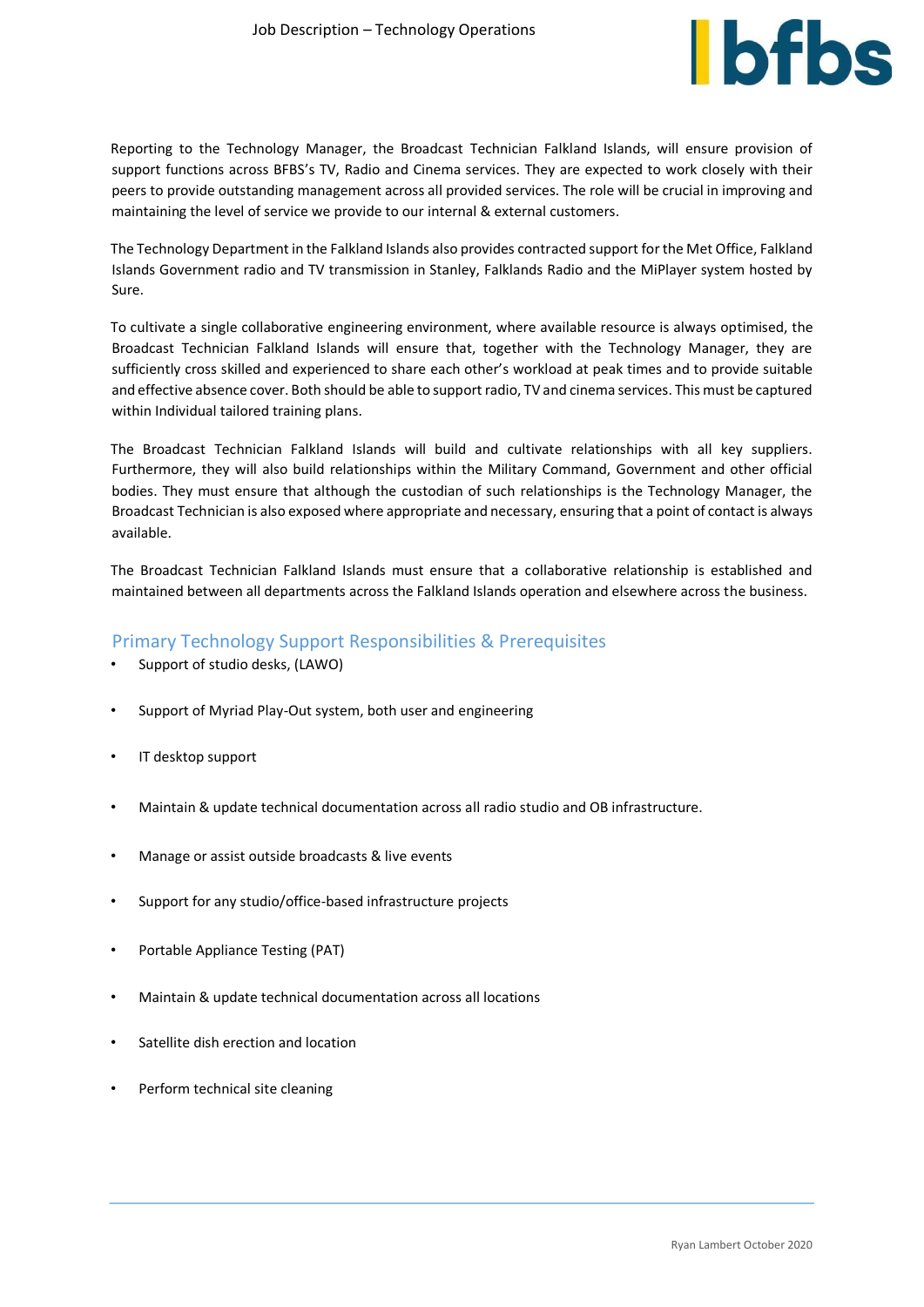Reporting to the Technology Manager, the Broadcast Technician Falkland Islands, will ensure provision of support functions across BFBS's TV, Radio and Cinema services. They are expected to work closely with their peers to provide outstanding management across all provided services. The role will be crucial in improving and maintaining the level of service we provide to our internal & external customers.

The Technology Department in the Falkland Islands also provides contracted support for the Met Office, Falkland Islands Government radio and TV transmission in Stanley, Falklands Radio and the MiPlayer system hosted by Sure.

To cultivate a single collaborative engineering environment, where available resource is always optimised, the Broadcast Technician Falkland Islands will ensure that, together with the Technology Manager, they are sufficiently cross skilled and experienced to share each other's workload at peak times and to provide suitable and effective absence cover. Both should be able to support radio, TV and cinema services. This must be captured within Individual tailored training plans.

The Broadcast Technician Falkland Islands will build and cultivate relationships with all key suppliers. Furthermore, they will also build relationships within the Military Command, Government and other official bodies. They must ensure that although the custodian of such relationships is the Technology Manager, the Broadcast Technician is also exposed where appropriate and necessary, ensuring that a point of contact is always available.

The Broadcast Technician Falkland Islands must ensure that a collaborative relationship is established and maintained between all departments across the Falkland Islands operation and elsewhere across the business.

## Primary Technology Support Responsibilities & Prerequisites

- Support of studio desks, (LAWO)
- Support of Myriad Play-Out system, both user and engineering
- IT desktop support
- Maintain & update technical documentation across all radio studio and OB infrastructure.
- Manage or assist outside broadcasts & live events
- Support for any studio/office-based infrastructure projects
- Portable Appliance Testing (PAT)
- Maintain & update technical documentation across all locations
- Satellite dish erection and location
- Perform technical site cleaning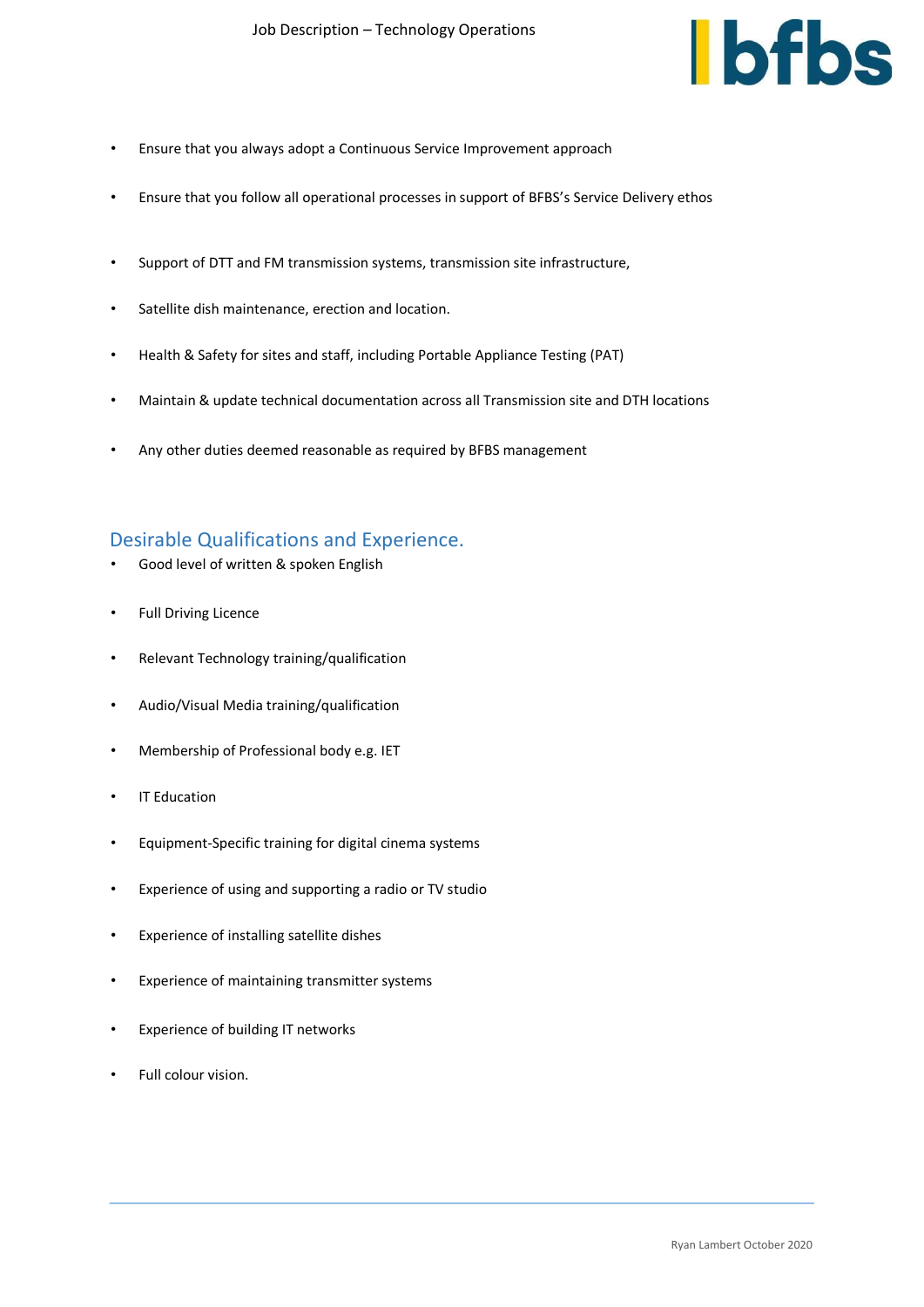- Ensure that you always adopt a Continuous Service Improvement approach
- Ensure that you follow all operational processes in support of BFBS's Service Delivery ethos
- Support of DTT and FM transmission systems, transmission site infrastructure,
- Satellite dish maintenance, erection and location.
- Health & Safety for sites and staff, including Portable Appliance Testing (PAT)
- Maintain & update technical documentation across all Transmission site and DTH locations
- Any other duties deemed reasonable as required by BFBS management

## Desirable Qualifications and Experience.

- Good level of written & spoken English
- Full Driving Licence
- Relevant Technology training/qualification
- Audio/Visual Media training/qualification
- Membership of Professional body e.g. IET
- IT Education
- Equipment-Specific training for digital cinema systems
- Experience of using and supporting a radio or TV studio
- Experience of installing satellite dishes
- Experience of maintaining transmitter systems
- Experience of building IT networks
- Full colour vision.